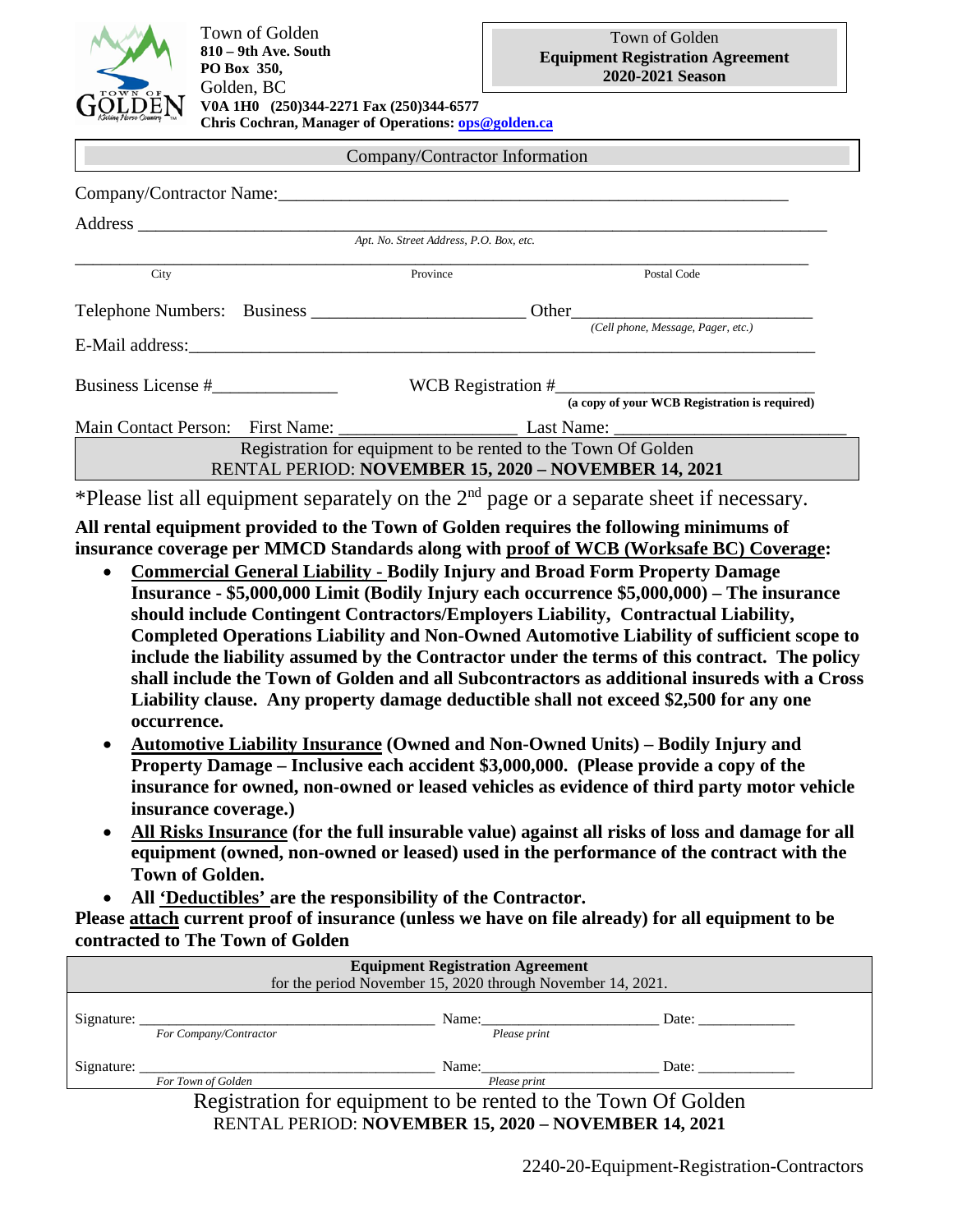Town of Golden
**810 – 9th Ave. South**
**PO Box 350,**
Golden, BC
**V0A 1H0 (250)344-2271 Fax (250)344-6577**
**Chris Cochran, Manager of Operations: ops@golden.ca**

Town of Golden
**Equipment Registration Agreement**
**2020-2021 Season**

## Company/Contractor Information

Company/Contractor Name:_______________________________________________________

Address ____________________________________________________________________
*Apt. No. Street Address, P.O. Box, etc.*

____________________________________________________________________________
City | Province | Postal Code

Telephone Numbers: Business ______________________ Other__________________________
*(Cell phone, Message, Pager, etc.)*

E-Mail address:_______________________________________________________________

Business License #______________ WCB Registration #___________________________
**(a copy of your WCB Registration is required)**

Main Contact Person: First Name: ___________________ Last Name: ________________________

Registration for equipment to be rented to the Town Of Golden
RENTAL PERIOD: **NOVEMBER 15, 2020 – NOVEMBER 14, 2021**

*Please list all equipment separately on the 2nd page or a separate sheet if necessary.

**All rental equipment provided to the Town of Golden requires the following minimums of insurance coverage per MMCD Standards along with proof of WCB (Worksafe BC) Coverage:**

- **Commercial General Liability - Bodily Injury and Broad Form Property Damage Insurance - $5,000,000 Limit (Bodily Injury each occurrence $5,000,000) – The insurance should include Contingent Contractors/Employers Liability, Contractual Liability, Completed Operations Liability and Non-Owned Automotive Liability of sufficient scope to include the liability assumed by the Contractor under the terms of this contract. The policy shall include the Town of Golden and all Subcontractors as additional insureds with a Cross Liability clause. Any property damage deductible shall not exceed $2,500 for any one occurrence.**
- **Automotive Liability Insurance (Owned and Non-Owned Units) – Bodily Injury and Property Damage – Inclusive each accident $3,000,000. (Please provide a copy of the insurance for owned, non-owned or leased vehicles as evidence of third party motor vehicle insurance coverage.)**
- **All Risks Insurance (for the full insurable value) against all risks of loss and damage for all equipment (owned, non-owned or leased) used in the performance of the contract with the Town of Golden.**
- **All 'Deductibles' are the responsibility of the Contractor.**

**Please attach current proof of insurance (unless we have on file already) for all equipment to be contracted to The Town of Golden**

**Equipment Registration Agreement**
for the period November 15, 2020 through November 14, 2021.

Signature: ______________________________ Name:______________________ Date: ____________
*For Company/Contractor* *Please print*

Signature: ______________________________ Name:______________________ Date: ____________
*For Town of Golden* *Please print*

Registration for equipment to be rented to the Town Of Golden
RENTAL PERIOD: **NOVEMBER 15, 2020 – NOVEMBER 14, 2021**

2240-20-Equipment-Registration-Contractors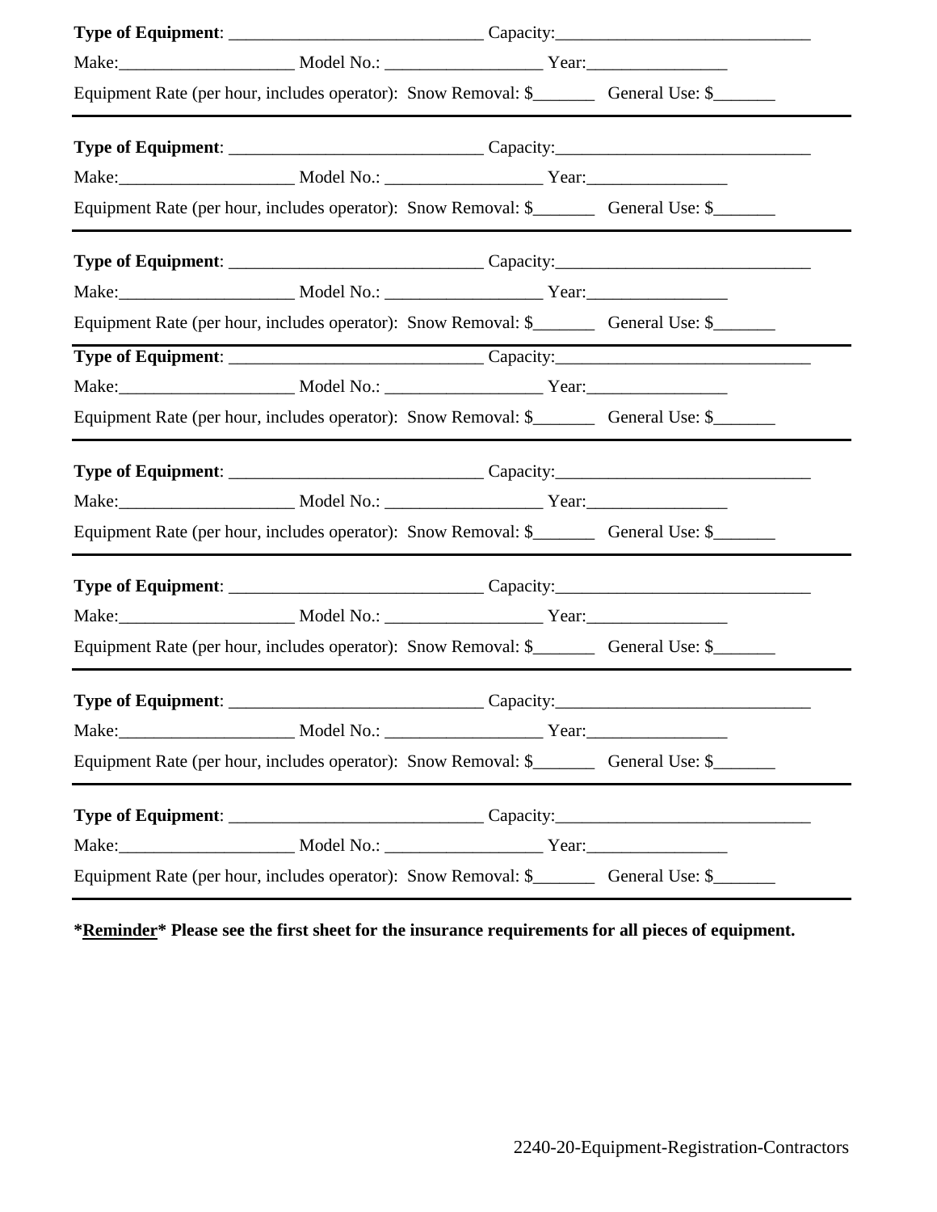**Type of Equipment**: _____________________________ Capacity:_____________________________

Make:____________________ Model No.: __________________ Year:________________

Equipment Rate (per hour, includes operator): Snow Removal: $_______ General Use: $_______

---

**Type of Equipment**: _____________________________ Capacity:_____________________________

Make:____________________ Model No.: __________________ Year:________________

Equipment Rate (per hour, includes operator): Snow Removal: $_______ General Use: $_______

---

**Type of Equipment**: _____________________________ Capacity:_____________________________

Make:____________________ Model No.: __________________ Year:________________

Equipment Rate (per hour, includes operator): Snow Removal: $_______ General Use: $_______

---

**Type of Equipment**: _____________________________ Capacity:_____________________________

Make:____________________ Model No.: __________________ Year:________________

Equipment Rate (per hour, includes operator): Snow Removal: $_______ General Use: $_______

---

**Type of Equipment**: _____________________________ Capacity:_____________________________

Make:____________________ Model No.: __________________ Year:________________

Equipment Rate (per hour, includes operator): Snow Removal: $_______ General Use: $_______

---

**Type of Equipment**: _____________________________ Capacity:_____________________________

Make:____________________ Model No.: __________________ Year:________________

Equipment Rate (per hour, includes operator): Snow Removal: $_______ General Use: $_______

---

**Type of Equipment**: _____________________________ Capacity:_____________________________

Make:____________________ Model No.: __________________ Year:________________

Equipment Rate (per hour, includes operator): Snow Removal: $_______ General Use: $_______

---

**Type of Equipment**: _____________________________ Capacity:_____________________________

Make:____________________ Model No.: __________________ Year:________________

Equipment Rate (per hour, includes operator): Snow Removal: $_______ General Use: $_______

---

**\*<u>Reminder</u>\* Please see the first sheet for the insurance requirements for all pieces of equipment.**

2240-20-Equipment-Registration-Contractors